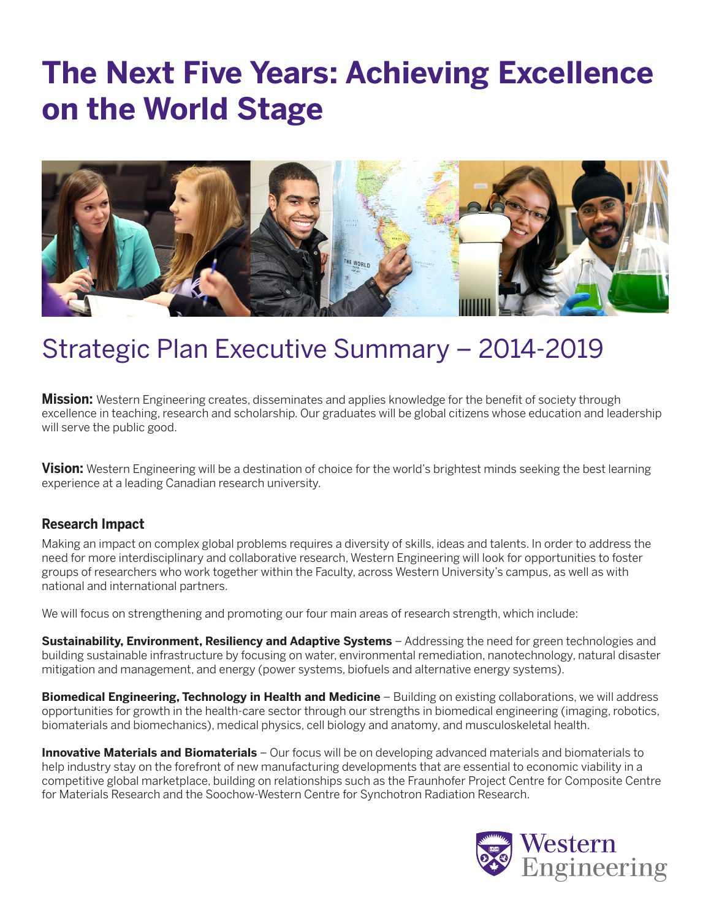# The Next Five Years: Achieving Excellence on the World Stage

## Strategic Plan Executive Summary – 2014-2019

**Mission:** Western Engineering creates, disseminates and applies knowledge for the benefit of society through excellence in teaching, research and scholarship. Our graduates will be global citizens whose education and leadership will serve the public good.

**Vision:** Western Engineering will be a destination of choice for the world's brightest minds seeking the best learning experience at a leading Canadian research university.

### Research Impact

Making an impact on complex global problems requires a diversity of skills, ideas and talents. In order to address the need for more interdisciplinary and collaborative research, Western Engineering will look for opportunities to foster groups of researchers who work together within the Faculty, across Western University's campus, as well as with national and international partners.

We will focus on strengthening and promoting our four main areas of research strength, which include:

**Sustainability, Environment, Resiliency and Adaptive Systems** – Addressing the need for green technologies and building sustainable infrastructure by focusing on water, environmental remediation, nanotechnology, natural disaster mitigation and management, and energy (power systems, biofuels and alternative energy systems).

**Biomedical Engineering, Technology in Health and Medicine** – Building on existing collaborations, we will address opportunities for growth in the health-care sector through our strengths in biomedical engineering (imaging, robotics, biomaterials and biomechanics), medical physics, cell biology and anatomy, and musculoskeletal health.

**Innovative Materials and Biomaterials** – Our focus will be on developing advanced materials and biomaterials to help industry stay on the forefront of new manufacturing developments that are essential to economic viability in a competitive global marketplace, building on relationships such as the Fraunhofer Project Centre for Composite Centre for Materials Research and the Soochow-Western Centre for Synchotron Radiation Research.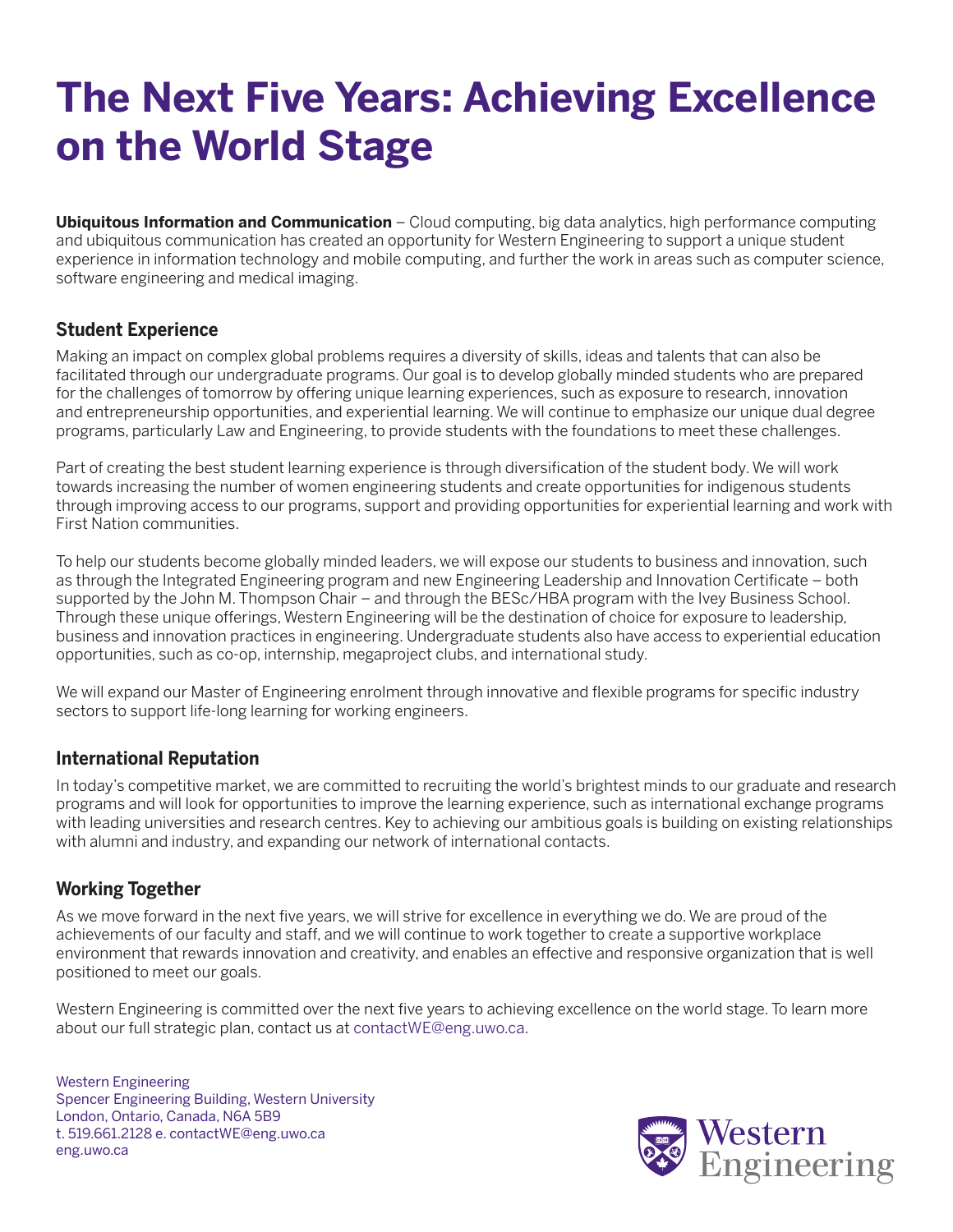# The Next Five Years: Achieving Excellence on the World Stage

**Ubiquitous Information and Communication** – Cloud computing, big data analytics, high performance computing and ubiquitous communication has created an opportunity for Western Engineering to support a unique student experience in information technology and mobile computing, and further the work in areas such as computer science, software engineering and medical imaging.

## Student Experience

Making an impact on complex global problems requires a diversity of skills, ideas and talents that can also be facilitated through our undergraduate programs. Our goal is to develop globally minded students who are prepared for the challenges of tomorrow by offering unique learning experiences, such as exposure to research, innovation and entrepreneurship opportunities, and experiential learning. We will continue to emphasize our unique dual degree programs, particularly Law and Engineering, to provide students with the foundations to meet these challenges.

Part of creating the best student learning experience is through diversification of the student body. We will work towards increasing the number of women engineering students and create opportunities for indigenous students through improving access to our programs, support and providing opportunities for experiential learning and work with First Nation communities.

To help our students become globally minded leaders, we will expose our students to business and innovation, such as through the Integrated Engineering program and new Engineering Leadership and Innovation Certificate – both supported by the John M. Thompson Chair – and through the BESc/HBA program with the Ivey Business School. Through these unique offerings, Western Engineering will be the destination of choice for exposure to leadership, business and innovation practices in engineering. Undergraduate students also have access to experiential education opportunities, such as co-op, internship, megaproject clubs, and international study.

We will expand our Master of Engineering enrolment through innovative and flexible programs for specific industry sectors to support life-long learning for working engineers.

## International Reputation

In today's competitive market, we are committed to recruiting the world's brightest minds to our graduate and research programs and will look for opportunities to improve the learning experience, such as international exchange programs with leading universities and research centres. Key to achieving our ambitious goals is building on existing relationships with alumni and industry, and expanding our network of international contacts.

## Working Together

As we move forward in the next five years, we will strive for excellence in everything we do. We are proud of the achievements of our faculty and staff, and we will continue to work together to create a supportive workplace environment that rewards innovation and creativity, and enables an effective and responsive organization that is well positioned to meet our goals.

Western Engineering is committed over the next five years to achieving excellence on the world stage. To learn more about our full strategic plan, contact us at contactWE@eng.uwo.ca.

Western Engineering
Spencer Engineering Building, Western University
London, Ontario, Canada, N6A 5B9
t. 519.661.2128 e. contactWE@eng.uwo.ca
eng.uwo.ca

Western Engineering